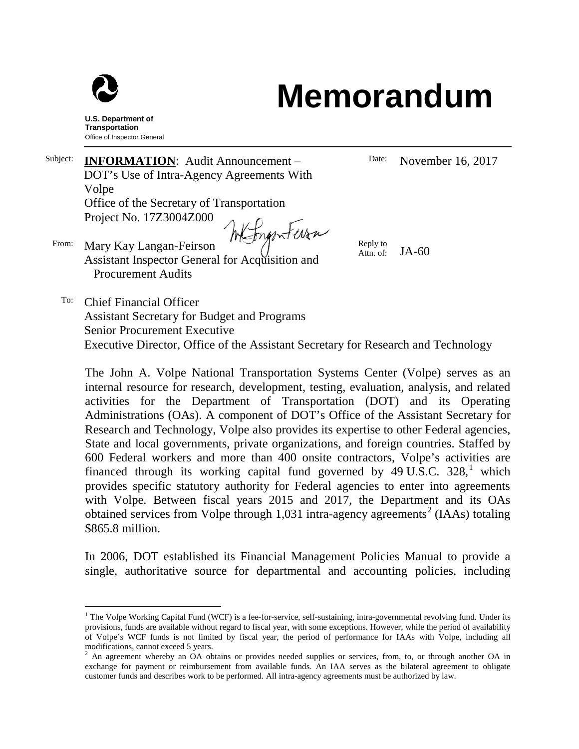U.S. Department of Transportation
Office of Inspector General

# Memorandum

Subject: **INFORMATION**: Audit Announcement – DOT's Use of Intra-Agency Agreements With Volpe
Office of the Secretary of Transportation
Project No. 17Z3004Z000

Date: November 16, 2017

From: Mary Kay Langan-Feirson
Assistant Inspector General for Acquisition and Procurement Audits

Reply to Attn. of: JA-60

To: Chief Financial Officer
Assistant Secretary for Budget and Programs
Senior Procurement Executive
Executive Director, Office of the Assistant Secretary for Research and Technology

The John A. Volpe National Transportation Systems Center (Volpe) serves as an internal resource for research, development, testing, evaluation, analysis, and related activities for the Department of Transportation (DOT) and its Operating Administrations (OAs). A component of DOT's Office of the Assistant Secretary for Research and Technology, Volpe also provides its expertise to other Federal agencies, State and local governments, private organizations, and foreign countries. Staffed by 600 Federal workers and more than 400 onsite contractors, Volpe's activities are financed through its working capital fund governed by 49 U.S.C. 328,[1] which provides specific statutory authority for Federal agencies to enter into agreements with Volpe. Between fiscal years 2015 and 2017, the Department and its OAs obtained services from Volpe through 1,031 intra-agency agreements[2] (IAAs) totaling $865.8 million.

In 2006, DOT established its Financial Management Policies Manual to provide a single, authoritative source for departmental and accounting policies, including

[1] The Volpe Working Capital Fund (WCF) is a fee-for-service, self-sustaining, intra-governmental revolving fund. Under its provisions, funds are available without regard to fiscal year, with some exceptions. However, while the period of availability of Volpe's WCF funds is not limited by fiscal year, the period of performance for IAAs with Volpe, including all modifications, cannot exceed 5 years.

[2] An agreement whereby an OA obtains or provides needed supplies or services, from, to, or through another OA in exchange for payment or reimbursement from available funds. An IAA serves as the bilateral agreement to obligate customer funds and describes work to be performed. All intra-agency agreements must be authorized by law.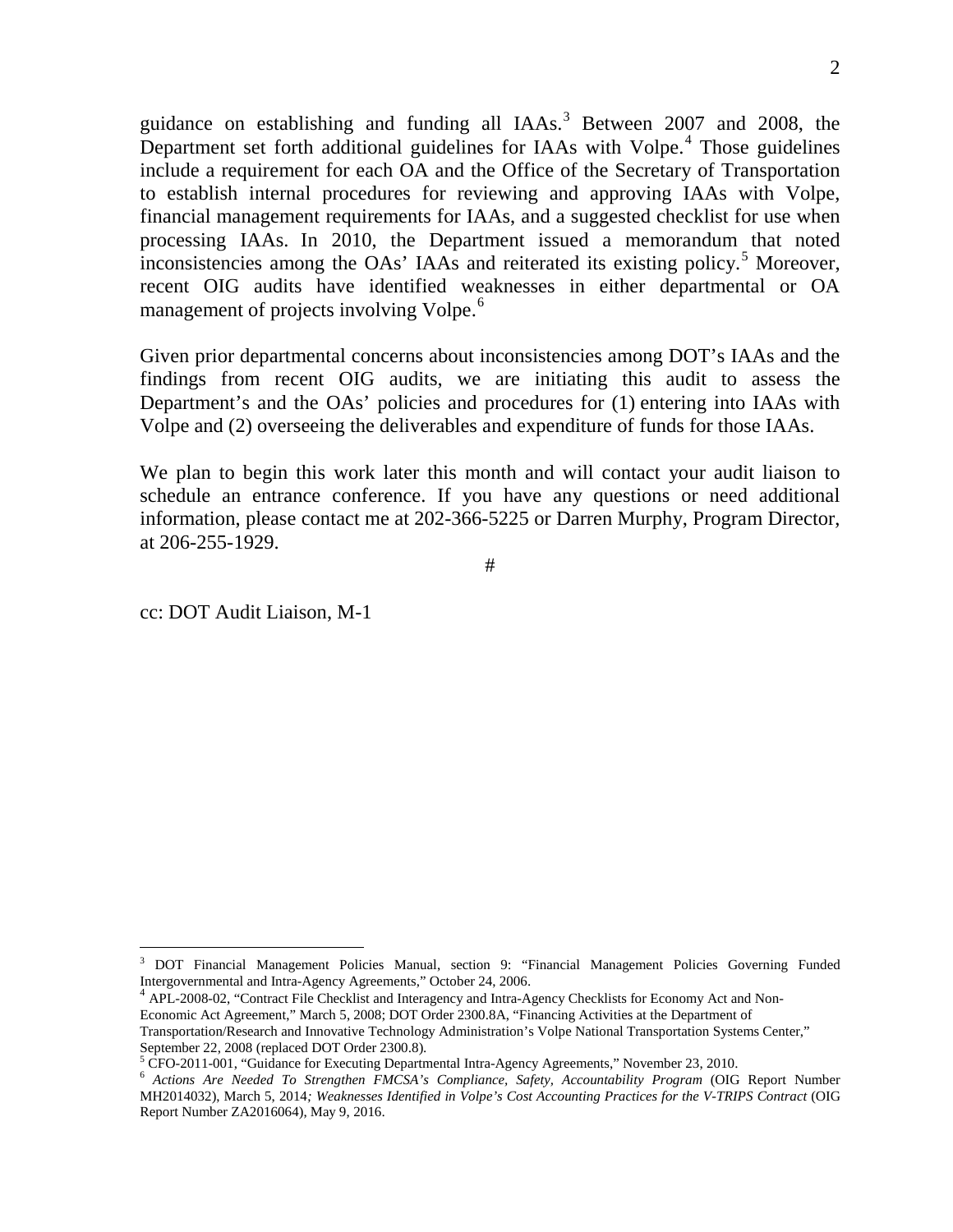guidance on establishing and funding all IAAs.[3] Between 2007 and 2008, the Department set forth additional guidelines for IAAs with Volpe.[4] Those guidelines include a requirement for each OA and the Office of the Secretary of Transportation to establish internal procedures for reviewing and approving IAAs with Volpe, financial management requirements for IAAs, and a suggested checklist for use when processing IAAs. In 2010, the Department issued a memorandum that noted inconsistencies among the OAs' IAAs and reiterated its existing policy.[5] Moreover, recent OIG audits have identified weaknesses in either departmental or OA management of projects involving Volpe.[6]

Given prior departmental concerns about inconsistencies among DOT's IAAs and the findings from recent OIG audits, we are initiating this audit to assess the Department's and the OAs' policies and procedures for (1) entering into IAAs with Volpe and (2) overseeing the deliverables and expenditure of funds for those IAAs.

We plan to begin this work later this month and will contact your audit liaison to schedule an entrance conference. If you have any questions or need additional information, please contact me at 202-366-5225 or Darren Murphy, Program Director, at 206-255-1929.

#

cc: DOT Audit Liaison, M-1

---

[3] DOT Financial Management Policies Manual, section 9: "Financial Management Policies Governing Funded Intergovernmental and Intra-Agency Agreements," October 24, 2006.

[4] APL-2008-02, "Contract File Checklist and Interagency and Intra-Agency Checklists for Economy Act and Non-Economic Act Agreement," March 5, 2008; DOT Order 2300.8A, "Financing Activities at the Department of Transportation/Research and Innovative Technology Administration's Volpe National Transportation Systems Center," September 22, 2008 (replaced DOT Order 2300.8).

[5] CFO-2011-001, "Guidance for Executing Departmental Intra-Agency Agreements," November 23, 2010.

[6] *Actions Are Needed To Strengthen FMCSA's Compliance, Safety, Accountability Program* (OIG Report Number MH2014032), March 5, 2014*; Weaknesses Identified in Volpe's Cost Accounting Practices for the V-TRIPS Contract* (OIG Report Number ZA2016064), May 9, 2016.